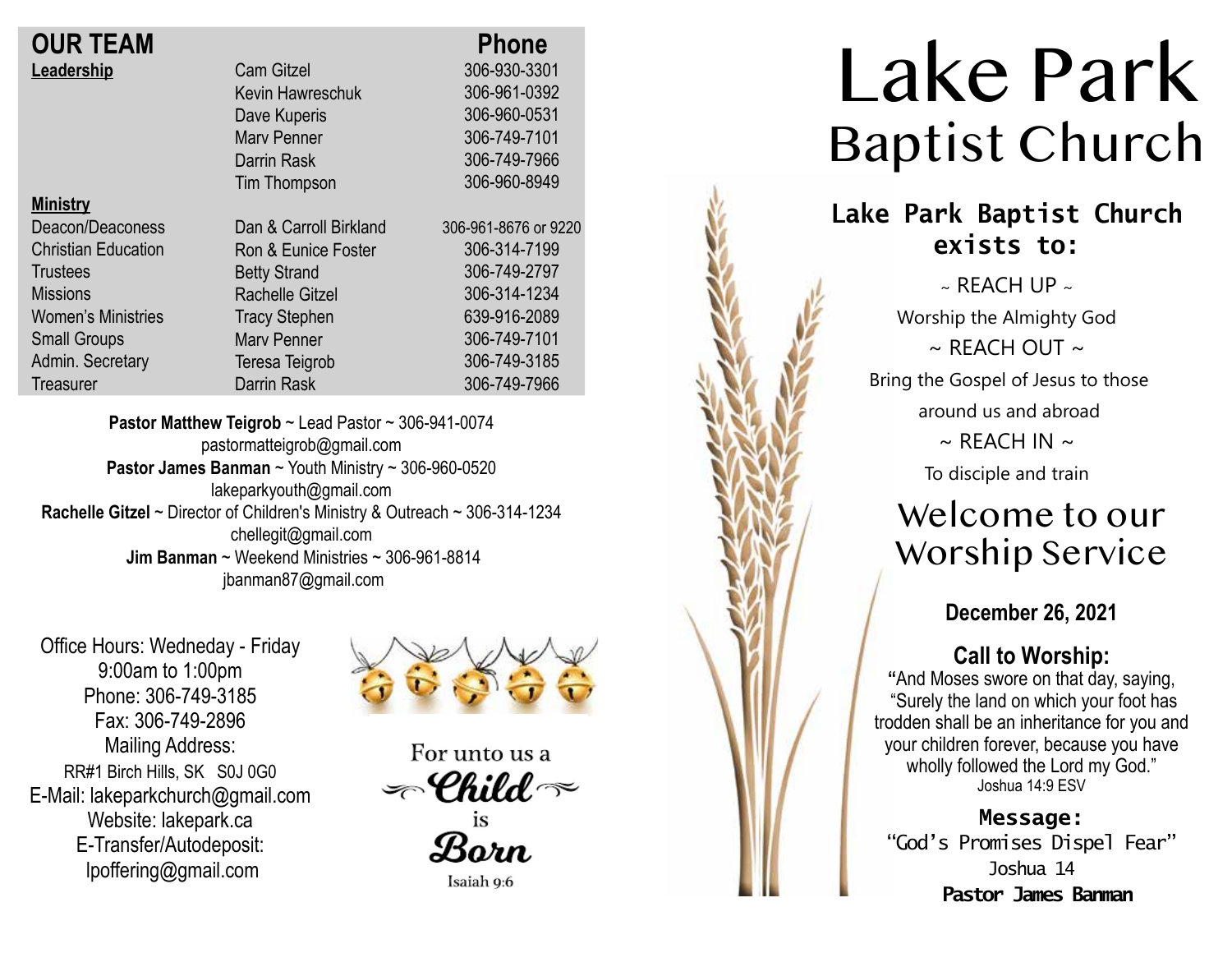## OUR TEAM

| | | Phone |
|---|---|---|
| **Leadership** | Cam Gitzel | 306-930-3301 |
| | Kevin Hawreschuk | 306-961-0392 |
| | Dave Kuperis | 306-960-0531 |
| | Marv Penner | 306-749-7101 |
| | Darrin Rask | 306-749-7966 |
| | Tim Thompson | 306-960-8949 |
| **Ministry** | | |
| Deacon/Deaconess | Dan & Carroll Birkland | 306-961-8676 or 9220 |
| Christian Education | Ron & Eunice Foster | 306-314-7199 |
| Trustees | Betty Strand | 306-749-2797 |
| Missions | Rachelle Gitzel | 306-314-1234 |
| Women's Ministries | Tracy Stephen | 639-916-2089 |
| Small Groups | Marv Penner | 306-749-7101 |
| Admin. Secretary | Teresa Teigrob | 306-749-3185 |
| Treasurer | Darrin Rask | 306-749-7966 |

**Pastor Matthew Teigrob** ~ Lead Pastor ~ 306-941-0074
pastormatteigrob@gmail.com
**Pastor James Banman** ~ Youth Ministry ~ 306-960-0520
lakeparkyouth@gmail.com
**Rachelle Gitzel** ~ Director of Children's Ministry & Outreach ~ 306-314-1234
chellegit@gmail.com
**Jim Banman** ~ Weekend Ministries ~ 306-961-8814
jbanman87@gmail.com

Office Hours: Wedneday - Friday
9:00am to 1:00pm
Phone: 306-749-3185
Fax: 306-749-2896
Mailing Address:
RR#1 Birch Hills, SK S0J 0G0
E-Mail: lakeparkchurch@gmail.com
Website: lakepark.ca
E-Transfer/Autodeposit:
lpoffering@gmail.com

For unto us a *Child* is *Born*
Isaiah 9:6

# Lake Park Baptist Church

**Lake Park Baptist Church exists to:**

~ REACH UP ~
Worship the Almighty God
~ REACH OUT ~
Bring the Gospel of Jesus to those around us and abroad
~ REACH IN ~
To disciple and train

## Welcome to our Worship Service

**December 26, 2021**

### Call to Worship:

"And Moses swore on that day, saying, "Surely the land on which your foot has trodden shall be an inheritance for you and your children forever, because you have wholly followed the Lord my God."
Joshua 14:9 ESV

**Message:**
"God's Promises Dispel Fear"
Joshua 14
**Pastor James Banman**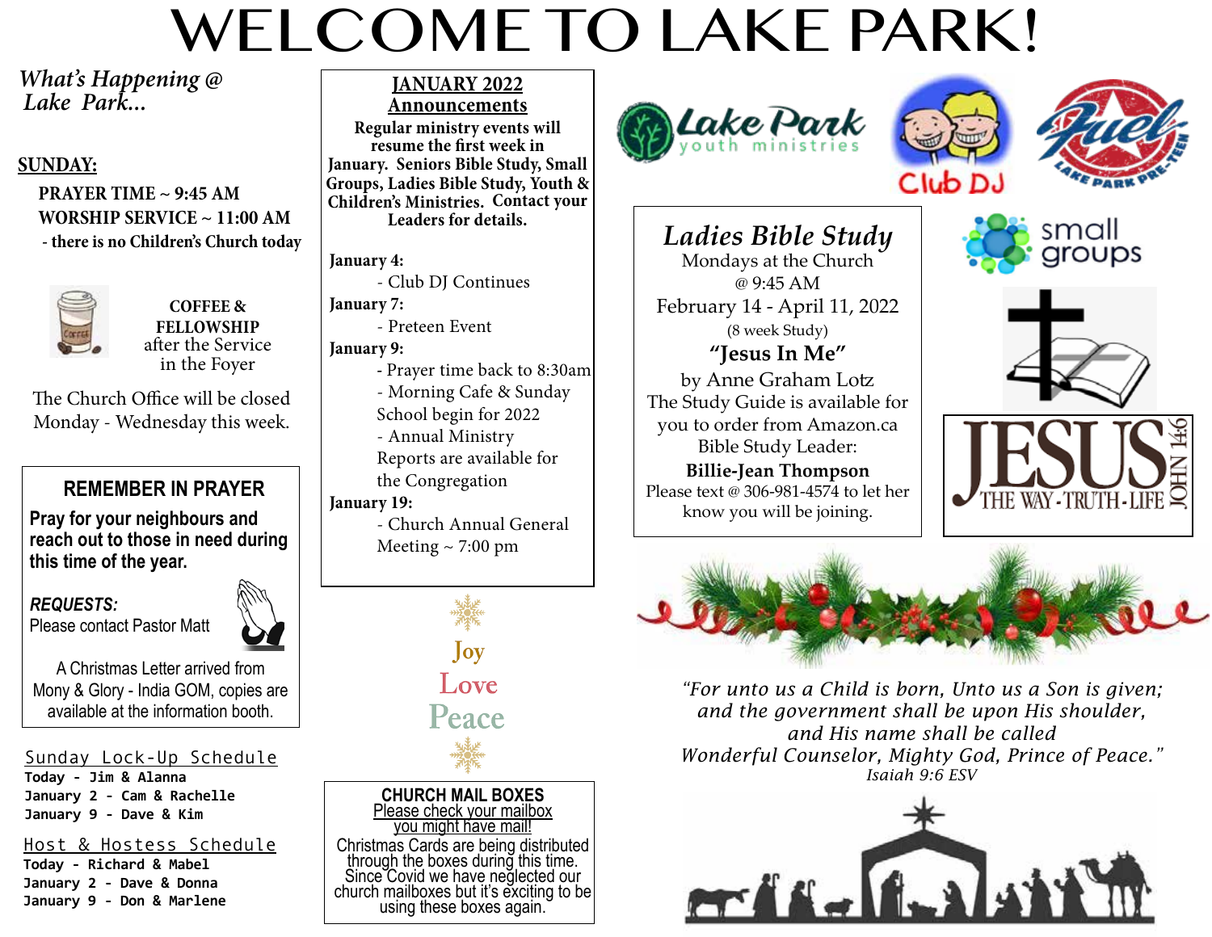# WELCOME TO LAKE PARK!

*What's Happening @ Lake Park...*

**SUNDAY:**

**PRAYER TIME ~ 9:45 AM**

**WORSHIP SERVICE ~ 11:00 AM**

**- there is no Children's Church today**

**COFFEE & FELLOWSHIP**
after the Service
in the Foyer

The Church Office will be closed Monday - Wednesday this week.

## REMEMBER IN PRAYER

**Pray for your neighbours and reach out to those in need during this time of the year.**

***REQUESTS:***
Please contact Pastor Matt

A Christmas Letter arrived from Mony & Glory - India GOM, copies are available at the information booth.

Sunday Lock-Up Schedule

**Today - Jim & Alanna**
**January 2 - Cam & Rachelle**
**January 9 - Dave & Kim**

Host & Hostess Schedule

**Today - Richard & Mabel**
**January 2 - Dave & Donna**
**January 9 - Don & Marlene**

## JANUARY 2022 Announcements

**Regular ministry events will resume the first week in January. Seniors Bible Study, Small Groups, Ladies Bible Study, Youth & Children's Ministries. Contact your Leaders for details.**

**January 4:**
- Club DJ Continues

**January 7:**
- Preteen Event

**January 9:**
- Prayer time back to 8:30am
- Morning Cafe & Sunday School begin for 2022
- Annual Ministry Reports are available for the Congregation

**January 19:**
- Church Annual General Meeting ~ 7:00 pm

Joy
Love
Peace

**CHURCH MAIL BOXES**
Please check your mailbox you might have mail!
Christmas Cards are being distributed through the boxes during this time. Since Covid we have neglected our church mailboxes but it's exciting to be using these boxes again.

Lake Park youth ministries

Club DJ

Fuel Lake Park Pre-Teen

small groups

## *Ladies Bible Study*

Mondays at the Church
@ 9:45 AM
February 14 - April 11, 2022
(8 week Study)
**"Jesus In Me"**
by Anne Graham Lotz
The Study Guide is available for you to order from Amazon.ca
Bible Study Leader:
**Billie-Jean Thompson**
Please text @ 306-981-4574 to let her know you will be joining.

JESUS THE WAY - TRUTH - LIFE JOHN 14:6

*"For unto us a Child is born, Unto us a Son is given; and the government shall be upon His shoulder, and His name shall be called Wonderful Counselor, Mighty God, Prince of Peace."*
*Isaiah 9:6 ESV*